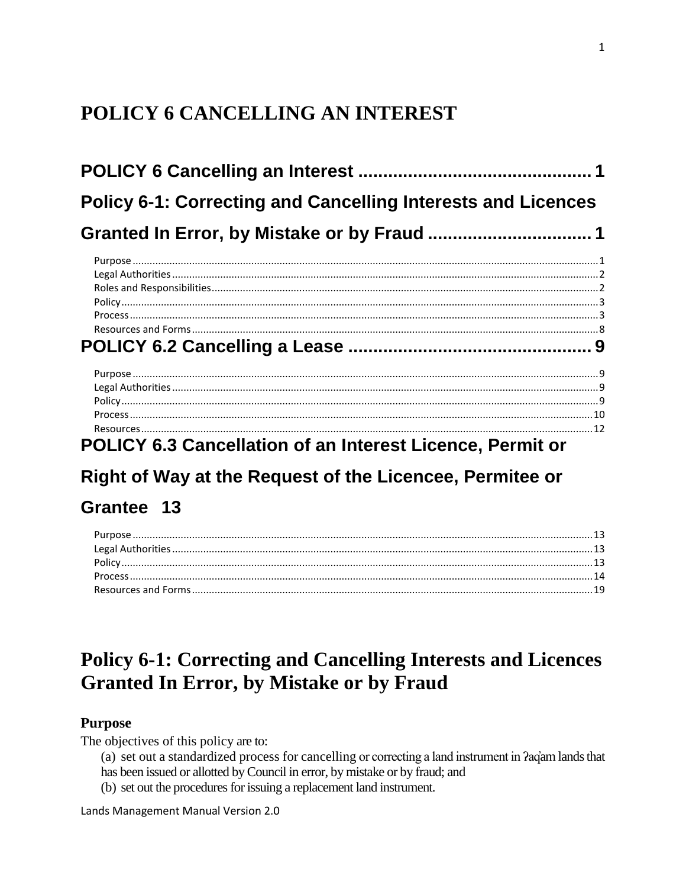# POLICY 6 CANCELLING AN INTEREST

POLICY 6 Cancelling an Interest ............................................. 1

Policy 6-1: Correcting and Cancelling Interests and Licences Granted In Error, by Mistake or by Fraud ............................... 1

- Purpose ............................................. 1
- Legal Authorities ............................................. 2
- Roles and Responsibilities ............................................. 2
- Policy ............................................. 3
- Process ............................................. 3
- Resources and Forms ............................................. 8

POLICY 6.2 Cancelling a Lease ............................................. 9

- Purpose ............................................. 9
- Legal Authorities ............................................. 9
- Policy ............................................. 9
- Process ............................................. 10
- Resources ............................................. 12

POLICY 6.3 Cancellation of an Interest Licence, Permit or Right of Way at the Request of the Licencee, Permitee or Grantee 13

- Purpose ............................................. 13
- Legal Authorities ............................................. 13
- Policy ............................................. 13
- Process ............................................. 14
- Resources and Forms ............................................. 19

## Policy 6-1: Correcting and Cancelling Interests and Licences Granted In Error, by Mistake or by Fraud

### Purpose

The objectives of this policy are to:

(a) set out a standardized process for cancelling or correcting a land instrument in ʔaq̓am lands that has been issued or allotted by Council in error, by mistake or by fraud; and

(b) set out the procedures for issuing a replacement land instrument.

Lands Management Manual Version 2.0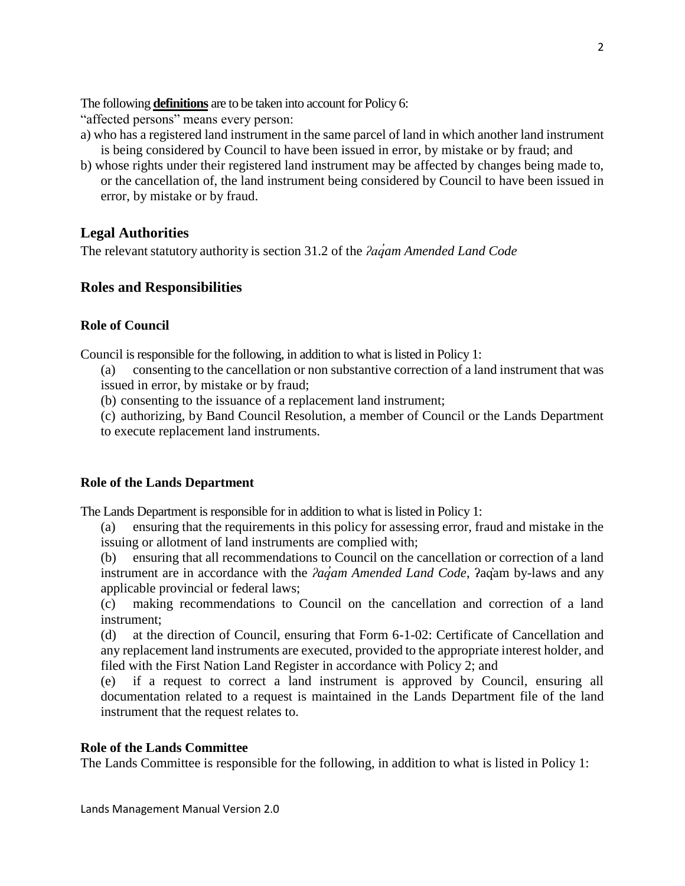The following **definitions** are to be taken into account for Policy 6:

"affected persons" means every person:

a) who has a registered land instrument in the same parcel of land in which another land instrument is being considered by Council to have been issued in error, by mistake or by fraud; and

b) whose rights under their registered land instrument may be affected by changes being made to, or the cancellation of, the land instrument being considered by Council to have been issued in error, by mistake or by fraud.

## Legal Authorities

The relevant statutory authority is section 31.2 of the *ʔaq̓am Amended Land Code*

## Roles and Responsibilities

### Role of Council

Council is responsible for the following, in addition to what is listed in Policy 1:

(a) consenting to the cancellation or non substantive correction of a land instrument that was issued in error, by mistake or by fraud;

(b) consenting to the issuance of a replacement land instrument;

(c) authorizing, by Band Council Resolution, a member of Council or the Lands Department to execute replacement land instruments.

### Role of the Lands Department

The Lands Department is responsible for in addition to what is listed in Policy 1:

(a) ensuring that the requirements in this policy for assessing error, fraud and mistake in the issuing or allotment of land instruments are complied with;

(b) ensuring that all recommendations to Council on the cancellation or correction of a land instrument are in accordance with the *ʔaq̓am Amended Land Code*, ʔaq̓am by-laws and any applicable provincial or federal laws;

(c) making recommendations to Council on the cancellation and correction of a land instrument;

(d) at the direction of Council, ensuring that Form 6-1-02: Certificate of Cancellation and any replacement land instruments are executed, provided to the appropriate interest holder, and filed with the First Nation Land Register in accordance with Policy 2; and

(e) if a request to correct a land instrument is approved by Council, ensuring all documentation related to a request is maintained in the Lands Department file of the land instrument that the request relates to.

### Role of the Lands Committee

The Lands Committee is responsible for the following, in addition to what is listed in Policy 1: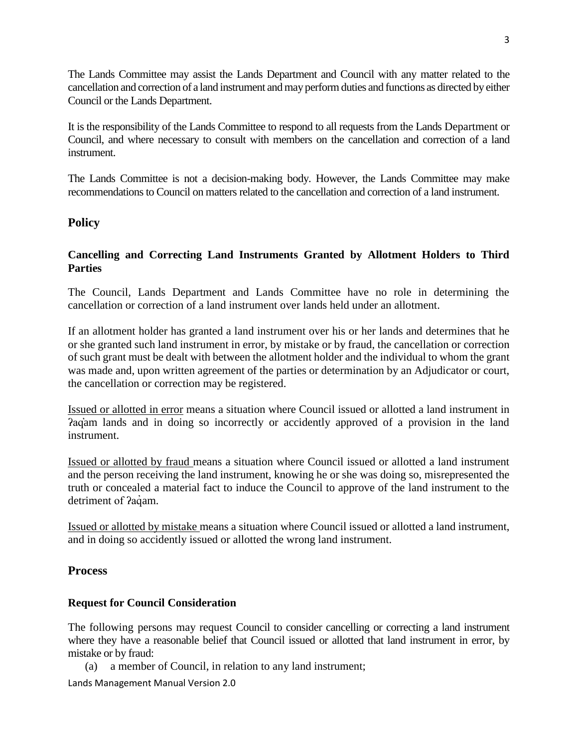The Lands Committee may assist the Lands Department and Council with any matter related to the cancellation and correction of a land instrument and may perform duties and functions as directed by either Council or the Lands Department.

It is the responsibility of the Lands Committee to respond to all requests from the Lands Department or Council, and where necessary to consult with members on the cancellation and correction of a land instrument.

The Lands Committee is not a decision-making body. However, the Lands Committee may make recommendations to Council on matters related to the cancellation and correction of a land instrument.

## Policy

### Cancelling and Correcting Land Instruments Granted by Allotment Holders to Third Parties

The Council, Lands Department and Lands Committee have no role in determining the cancellation or correction of a land instrument over lands held under an allotment.

If an allotment holder has granted a land instrument over his or her lands and determines that he or she granted such land instrument in error, by mistake or by fraud, the cancellation or correction of such grant must be dealt with between the allotment holder and the individual to whom the grant was made and, upon written agreement of the parties or determination by an Adjudicator or court, the cancellation or correction may be registered.

<u>Issued or allotted in error</u> means a situation where Council issued or allotted a land instrument in ʔaq̓am lands and in doing so incorrectly or accidently approved of a provision in the land instrument.

<u>Issued or allotted by fraud</u> means a situation where Council issued or allotted a land instrument and the person receiving the land instrument, knowing he or she was doing so, misrepresented the truth or concealed a material fact to induce the Council to approve of the land instrument to the detriment of ʔaq̓am.

<u>Issued or allotted by mistake</u> means a situation where Council issued or allotted a land instrument, and in doing so accidently issued or allotted the wrong land instrument.

## Process

### Request for Council Consideration

The following persons may request Council to consider cancelling or correcting a land instrument where they have a reasonable belief that Council issued or allotted that land instrument in error, by mistake or by fraud:

(a) a member of Council, in relation to any land instrument;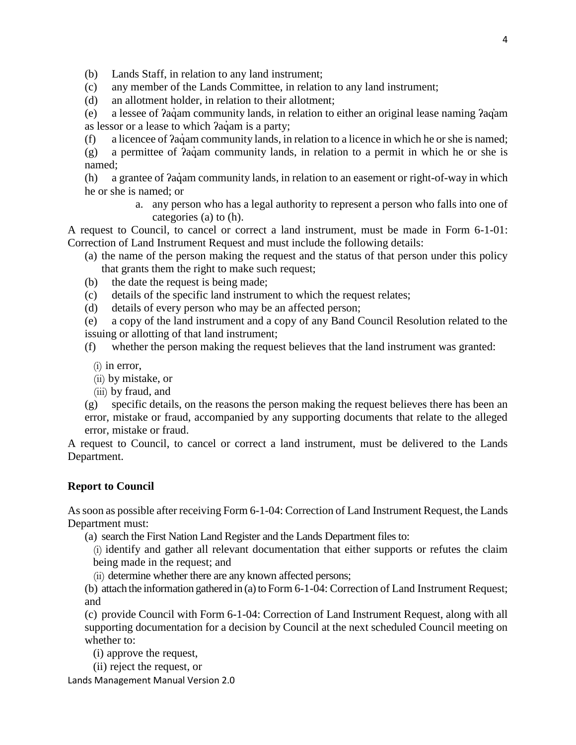(b) Lands Staff, in relation to any land instrument;

(c) any member of the Lands Committee, in relation to any land instrument;

(d) an allotment holder, in relation to their allotment;

(e) a lessee of ʔaq̓am community lands, in relation to either an original lease naming ʔaq̓am as lessor or a lease to which ʔaq̓am is a party;

(f) a licencee of ʔaq̓am community lands, in relation to a licence in which he or she is named;

(g) a permittee of ʔaq̓am community lands, in relation to a permit in which he or she is named;

(h) a grantee of ʔaq̓am community lands, in relation to an easement or right-of-way in which he or she is named; or

   a. any person who has a legal authority to represent a person who falls into one of categories (a) to (h).

A request to Council, to cancel or correct a land instrument, must be made in Form 6-1-01: Correction of Land Instrument Request and must include the following details:

(a) the name of the person making the request and the status of that person under this policy that grants them the right to make such request;

(b) the date the request is being made;

(c) details of the specific land instrument to which the request relates;

(d) details of every person who may be an affected person;

(e) a copy of the land instrument and a copy of any Band Council Resolution related to the issuing or allotting of that land instrument;

(f) whether the person making the request believes that the land instrument was granted:

   (i) in error,

   (ii) by mistake, or

   (iii) by fraud, and

(g) specific details, on the reasons the person making the request believes there has been an error, mistake or fraud, accompanied by any supporting documents that relate to the alleged error, mistake or fraud.

A request to Council, to cancel or correct a land instrument, must be delivered to the Lands Department.

**Report to Council**

As soon as possible after receiving Form 6-1-04: Correction of Land Instrument Request, the Lands Department must:

(a) search the First Nation Land Register and the Lands Department files to:

   (i) identify and gather all relevant documentation that either supports or refutes the claim being made in the request; and

   (ii) determine whether there are any known affected persons;

(b) attach the information gathered in (a) to Form 6-1-04: Correction of Land Instrument Request; and

(c) provide Council with Form 6-1-04: Correction of Land Instrument Request, along with all supporting documentation for a decision by Council at the next scheduled Council meeting on whether to:

   (i) approve the request,

   (ii) reject the request, or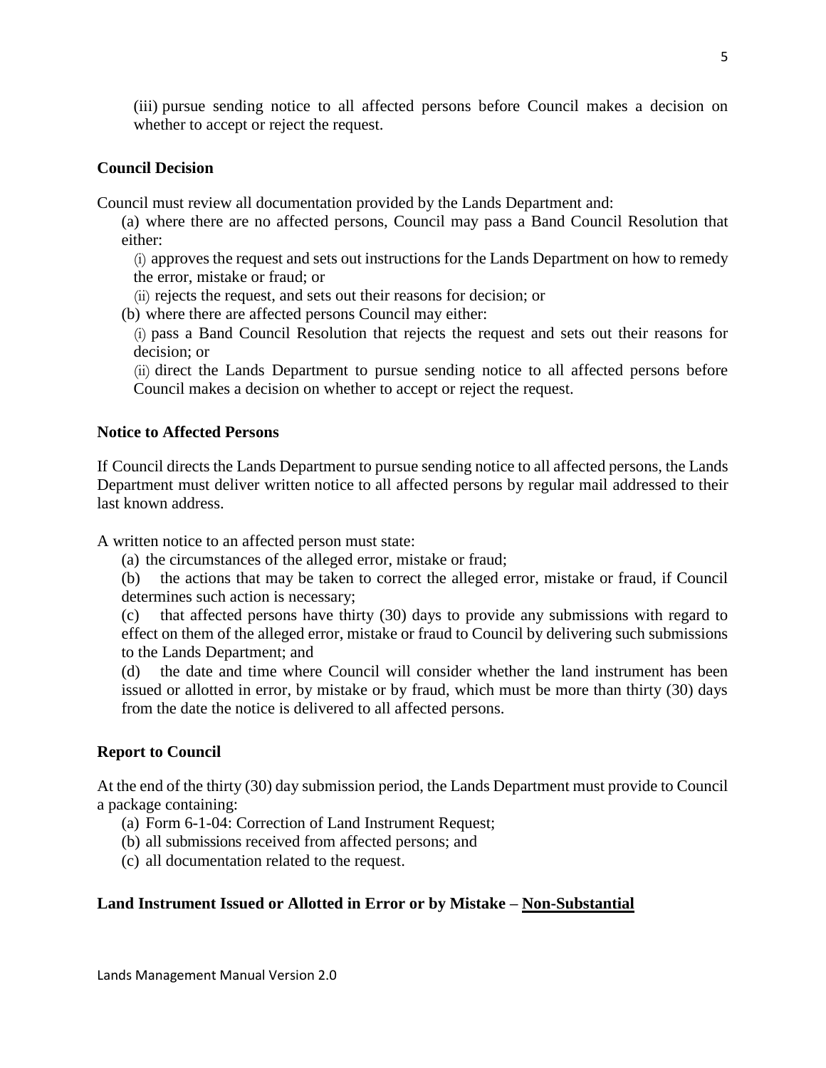(iii) pursue sending notice to all affected persons before Council makes a decision on whether to accept or reject the request.

**Council Decision**

Council must review all documentation provided by the Lands Department and:

(a) where there are no affected persons, Council may pass a Band Council Resolution that either:

(i) approves the request and sets out instructions for the Lands Department on how to remedy the error, mistake or fraud; or

(ii) rejects the request, and sets out their reasons for decision; or

(b) where there are affected persons Council may either:

(i) pass a Band Council Resolution that rejects the request and sets out their reasons for decision; or

(ii) direct the Lands Department to pursue sending notice to all affected persons before Council makes a decision on whether to accept or reject the request.

**Notice to Affected Persons**

If Council directs the Lands Department to pursue sending notice to all affected persons, the Lands Department must deliver written notice to all affected persons by regular mail addressed to their last known address.

A written notice to an affected person must state:

(a) the circumstances of the alleged error, mistake or fraud;

(b) the actions that may be taken to correct the alleged error, mistake or fraud, if Council determines such action is necessary;

(c) that affected persons have thirty (30) days to provide any submissions with regard to effect on them of the alleged error, mistake or fraud to Council by delivering such submissions to the Lands Department; and

(d) the date and time where Council will consider whether the land instrument has been issued or allotted in error, by mistake or by fraud, which must be more than thirty (30) days from the date the notice is delivered to all affected persons.

**Report to Council**

At the end of the thirty (30) day submission period, the Lands Department must provide to Council a package containing:

(a) Form 6-1-04: Correction of Land Instrument Request;

(b) all submissions received from affected persons; and

(c) all documentation related to the request.

**Land Instrument Issued or Allotted in Error or by Mistake – Non-Substantial**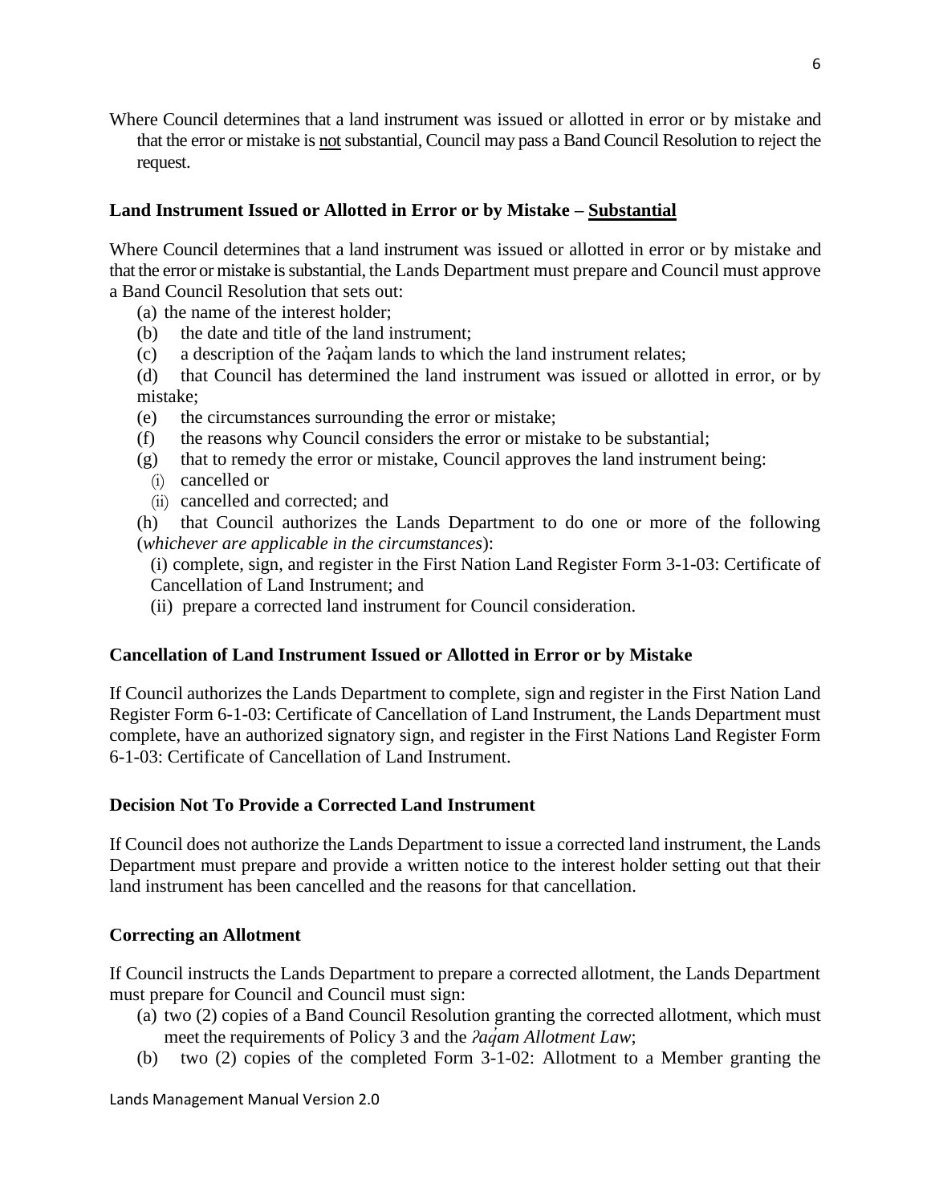Where Council determines that a land instrument was issued or allotted in error or by mistake and that the error or mistake is not substantial, Council may pass a Band Council Resolution to reject the request.

### Land Instrument Issued or Allotted in Error or by Mistake – Substantial

Where Council determines that a land instrument was issued or allotted in error or by mistake and that the error or mistake is substantial, the Lands Department must prepare and Council must approve a Band Council Resolution that sets out:

(a) the name of the interest holder;
(b) the date and title of the land instrument;
(c) a description of the ʔaq̓am lands to which the land instrument relates;
(d) that Council has determined the land instrument was issued or allotted in error, or by mistake;
(e) the circumstances surrounding the error or mistake;
(f) the reasons why Council considers the error or mistake to be substantial;
(g) that to remedy the error or mistake, Council approves the land instrument being:
  (i) cancelled or
  (ii) cancelled and corrected; and
(h) that Council authorizes the Lands Department to do one or more of the following (*whichever are applicable in the circumstances*):
  (i) complete, sign, and register in the First Nation Land Register Form 3-1-03: Certificate of Cancellation of Land Instrument; and
  (ii) prepare a corrected land instrument for Council consideration.

### Cancellation of Land Instrument Issued or Allotted in Error or by Mistake

If Council authorizes the Lands Department to complete, sign and register in the First Nation Land Register Form 6-1-03: Certificate of Cancellation of Land Instrument, the Lands Department must complete, have an authorized signatory sign, and register in the First Nations Land Register Form 6-1-03: Certificate of Cancellation of Land Instrument.

### Decision Not To Provide a Corrected Land Instrument

If Council does not authorize the Lands Department to issue a corrected land instrument, the Lands Department must prepare and provide a written notice to the interest holder setting out that their land instrument has been cancelled and the reasons for that cancellation.

### Correcting an Allotment

If Council instructs the Lands Department to prepare a corrected allotment, the Lands Department must prepare for Council and Council must sign:

(a) two (2) copies of a Band Council Resolution granting the corrected allotment, which must meet the requirements of Policy 3 and the *ʔaq̓am Allotment Law*;
(b) two (2) copies of the completed Form 3-1-02: Allotment to a Member granting the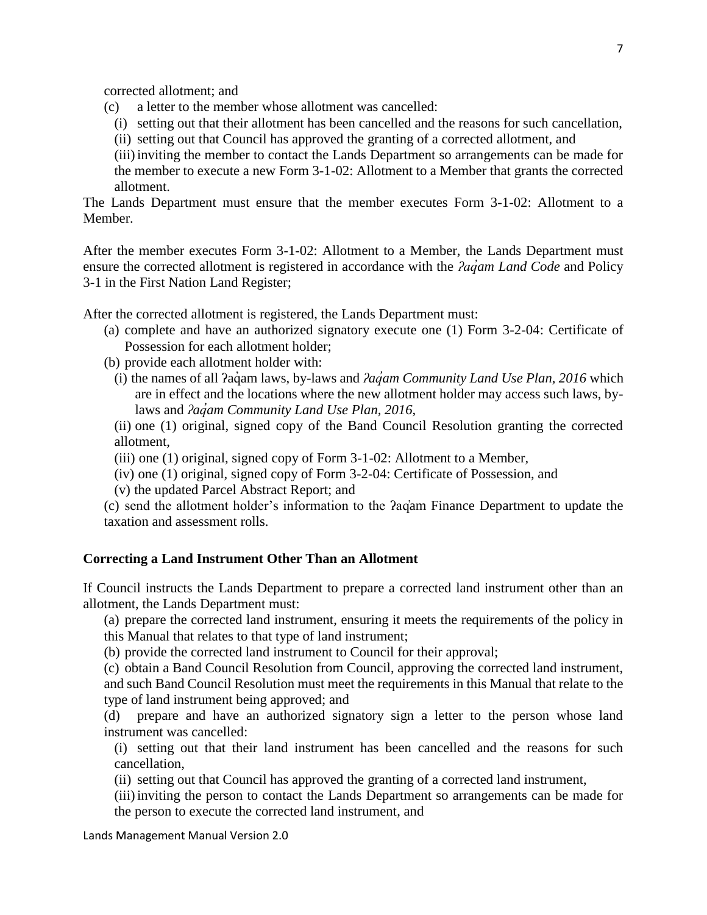corrected allotment; and

(c) a letter to the member whose allotment was cancelled:

(i) setting out that their allotment has been cancelled and the reasons for such cancellation,

(ii) setting out that Council has approved the granting of a corrected allotment, and

(iii) inviting the member to contact the Lands Department so arrangements can be made for the member to execute a new Form 3-1-02: Allotment to a Member that grants the corrected allotment.

The Lands Department must ensure that the member executes Form 3-1-02: Allotment to a Member.

After the member executes Form 3-1-02: Allotment to a Member, the Lands Department must ensure the corrected allotment is registered in accordance with the *ʔaq̓am Land Code* and Policy 3-1 in the First Nation Land Register;

After the corrected allotment is registered, the Lands Department must:

(a) complete and have an authorized signatory execute one (1) Form 3-2-04: Certificate of Possession for each allotment holder;

(b) provide each allotment holder with:

(i) the names of all ʔaq̓am laws, by-laws and *ʔaq̓am Community Land Use Plan, 2016* which are in effect and the locations where the new allotment holder may access such laws, by-laws and *ʔaq̓am Community Land Use Plan, 2016*,

(ii) one (1) original, signed copy of the Band Council Resolution granting the corrected allotment,

(iii) one (1) original, signed copy of Form 3-1-02: Allotment to a Member,

(iv) one (1) original, signed copy of Form 3-2-04: Certificate of Possession, and

(v) the updated Parcel Abstract Report; and

(c) send the allotment holder's information to the ʔaq̓am Finance Department to update the taxation and assessment rolls.

**Correcting a Land Instrument Other Than an Allotment**

If Council instructs the Lands Department to prepare a corrected land instrument other than an allotment, the Lands Department must:

(a) prepare the corrected land instrument, ensuring it meets the requirements of the policy in this Manual that relates to that type of land instrument;

(b) provide the corrected land instrument to Council for their approval;

(c) obtain a Band Council Resolution from Council, approving the corrected land instrument, and such Band Council Resolution must meet the requirements in this Manual that relate to the type of land instrument being approved; and

(d) prepare and have an authorized signatory sign a letter to the person whose land instrument was cancelled:

(i) setting out that their land instrument has been cancelled and the reasons for such cancellation,

(ii) setting out that Council has approved the granting of a corrected land instrument,

(iii) inviting the person to contact the Lands Department so arrangements can be made for the person to execute the corrected land instrument, and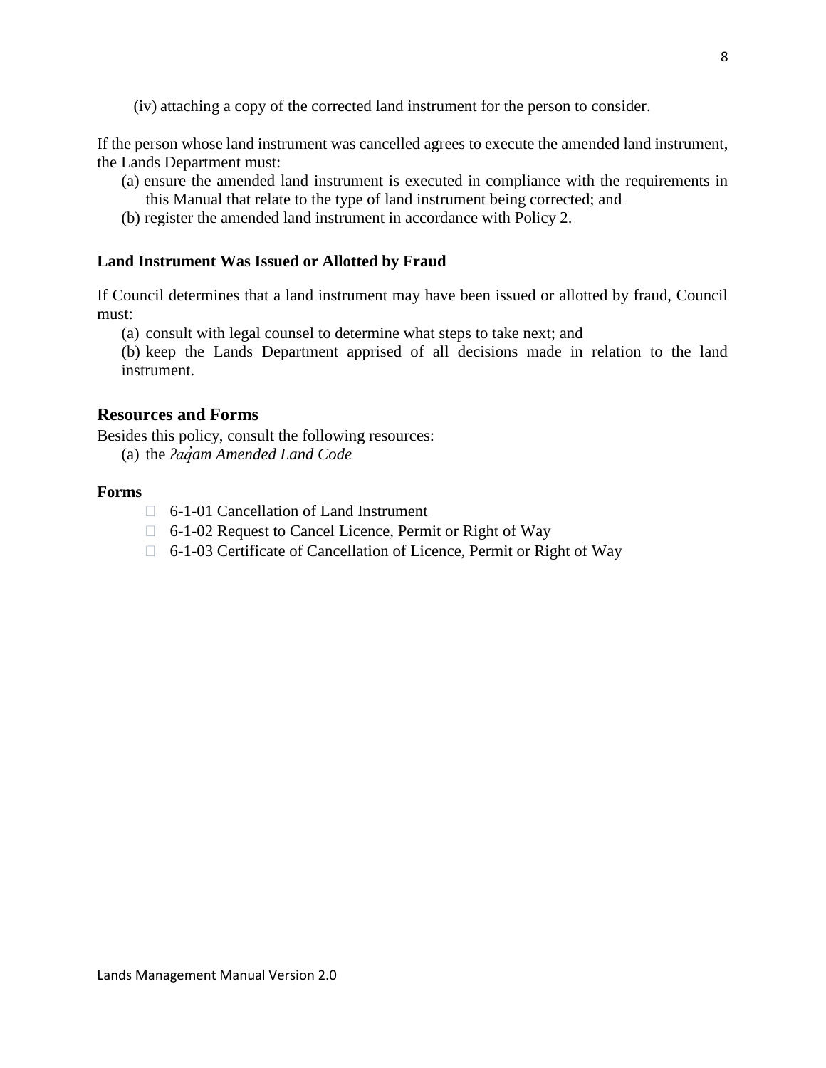(iv) attaching a copy of the corrected land instrument for the person to consider.

If the person whose land instrument was cancelled agrees to execute the amended land instrument, the Lands Department must:

(a) ensure the amended land instrument is executed in compliance with the requirements in this Manual that relate to the type of land instrument being corrected; and
(b) register the amended land instrument in accordance with Policy 2.

**Land Instrument Was Issued or Allotted by Fraud**

If Council determines that a land instrument may have been issued or allotted by fraud, Council must:

(a) consult with legal counsel to determine what steps to take next; and
(b) keep the Lands Department apprised of all decisions made in relation to the land instrument.

## Resources and Forms

Besides this policy, consult the following resources:

(a) the *ʔaq̓am Amended Land Code*

**Forms**

- 6-1-01 Cancellation of Land Instrument
- 6-1-02 Request to Cancel Licence, Permit or Right of Way
- 6-1-03 Certificate of Cancellation of Licence, Permit or Right of Way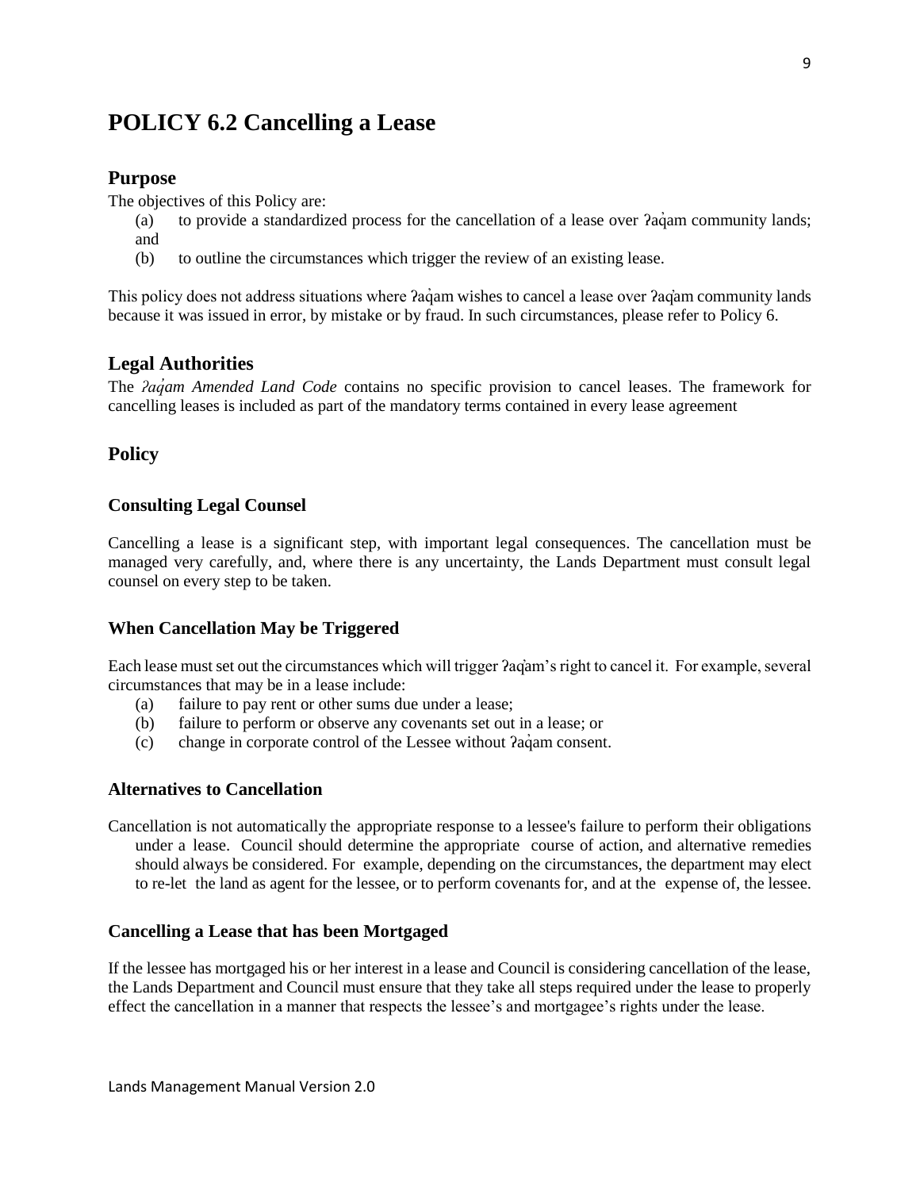# POLICY 6.2 Cancelling a Lease

## Purpose

The objectives of this Policy are:

(a) to provide a standardized process for the cancellation of a lease over ʔaq̓am community lands; and

(b) to outline the circumstances which trigger the review of an existing lease.

This policy does not address situations where ʔaq̓am wishes to cancel a lease over ʔaq̓am community lands because it was issued in error, by mistake or by fraud. In such circumstances, please refer to Policy 6.

## Legal Authorities

The *ʔaq̓am Amended Land Code* contains no specific provision to cancel leases. The framework for cancelling leases is included as part of the mandatory terms contained in every lease agreement

## Policy

### Consulting Legal Counsel

Cancelling a lease is a significant step, with important legal consequences. The cancellation must be managed very carefully, and, where there is any uncertainty, the Lands Department must consult legal counsel on every step to be taken.

### When Cancellation May be Triggered

Each lease must set out the circumstances which will trigger ʔaq̓am's right to cancel it. For example, several circumstances that may be in a lease include:

(a) failure to pay rent or other sums due under a lease;

(b) failure to perform or observe any covenants set out in a lease; or

(c) change in corporate control of the Lessee without ʔaq̓am consent.

### Alternatives to Cancellation

Cancellation is not automatically the appropriate response to a lessee's failure to perform their obligations under a lease. Council should determine the appropriate course of action, and alternative remedies should always be considered. For example, depending on the circumstances, the department may elect to re-let the land as agent for the lessee, or to perform covenants for, and at the expense of, the lessee.

### Cancelling a Lease that has been Mortgaged

If the lessee has mortgaged his or her interest in a lease and Council is considering cancellation of the lease, the Lands Department and Council must ensure that they take all steps required under the lease to properly effect the cancellation in a manner that respects the lessee's and mortgagee's rights under the lease.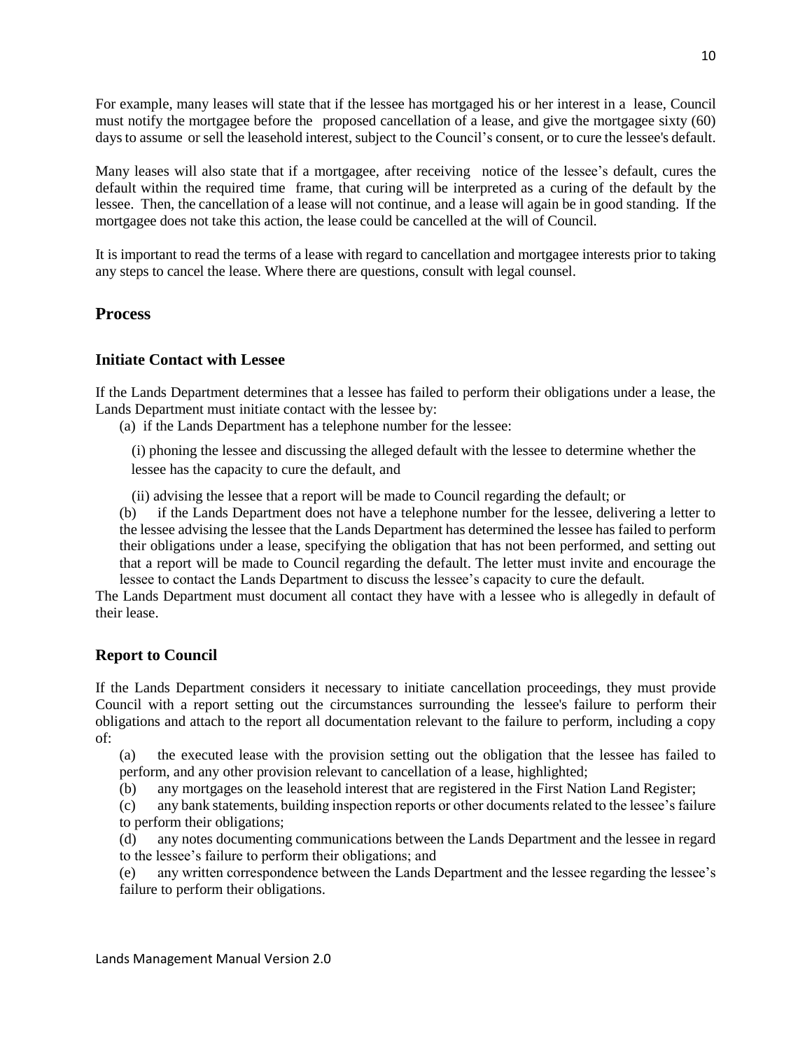For example, many leases will state that if the lessee has mortgaged his or her interest in a lease, Council must notify the mortgagee before the proposed cancellation of a lease, and give the mortgagee sixty (60) days to assume or sell the leasehold interest, subject to the Council's consent, or to cure the lessee's default.

Many leases will also state that if a mortgagee, after receiving notice of the lessee's default, cures the default within the required time frame, that curing will be interpreted as a curing of the default by the lessee. Then, the cancellation of a lease will not continue, and a lease will again be in good standing. If the mortgagee does not take this action, the lease could be cancelled at the will of Council.

It is important to read the terms of a lease with regard to cancellation and mortgagee interests prior to taking any steps to cancel the lease. Where there are questions, consult with legal counsel.

## Process

### Initiate Contact with Lessee

If the Lands Department determines that a lessee has failed to perform their obligations under a lease, the Lands Department must initiate contact with the lessee by:

(a) if the Lands Department has a telephone number for the lessee:

(i) phoning the lessee and discussing the alleged default with the lessee to determine whether the lessee has the capacity to cure the default, and

(ii) advising the lessee that a report will be made to Council regarding the default; or

(b) if the Lands Department does not have a telephone number for the lessee, delivering a letter to the lessee advising the lessee that the Lands Department has determined the lessee has failed to perform their obligations under a lease, specifying the obligation that has not been performed, and setting out that a report will be made to Council regarding the default. The letter must invite and encourage the lessee to contact the Lands Department to discuss the lessee's capacity to cure the default.

The Lands Department must document all contact they have with a lessee who is allegedly in default of their lease.

### Report to Council

If the Lands Department considers it necessary to initiate cancellation proceedings, they must provide Council with a report setting out the circumstances surrounding the lessee's failure to perform their obligations and attach to the report all documentation relevant to the failure to perform, including a copy of:

(a) the executed lease with the provision setting out the obligation that the lessee has failed to perform, and any other provision relevant to cancellation of a lease, highlighted;

(b) any mortgages on the leasehold interest that are registered in the First Nation Land Register;

(c) any bank statements, building inspection reports or other documents related to the lessee's failure to perform their obligations;

(d) any notes documenting communications between the Lands Department and the lessee in regard to the lessee's failure to perform their obligations; and

(e) any written correspondence between the Lands Department and the lessee regarding the lessee's failure to perform their obligations.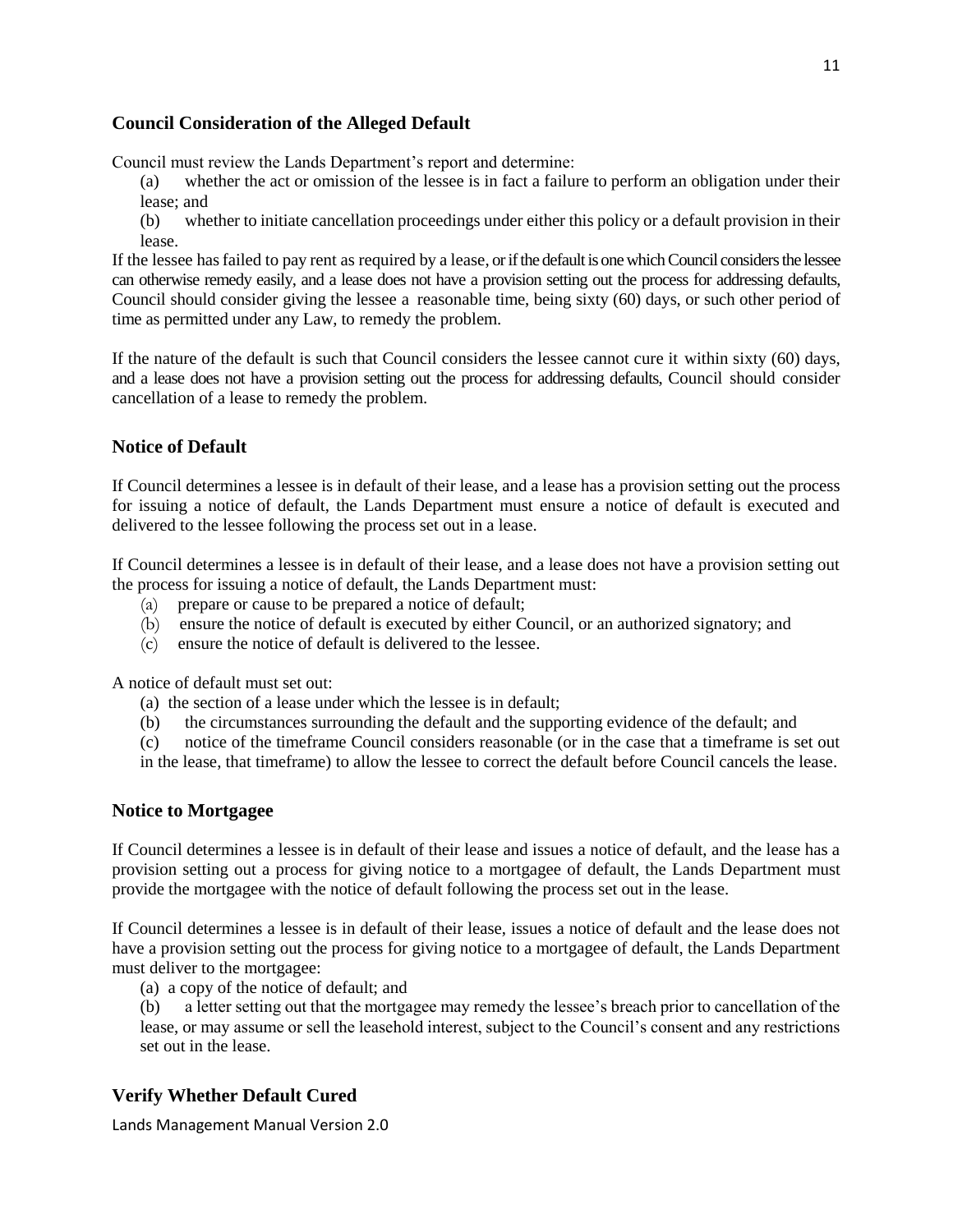## Council Consideration of the Alleged Default

Council must review the Lands Department's report and determine:

(a) whether the act or omission of the lessee is in fact a failure to perform an obligation under their lease; and

(b) whether to initiate cancellation proceedings under either this policy or a default provision in their lease.

If the lessee has failed to pay rent as required by a lease, or if the default is one which Council considers the lessee can otherwise remedy easily, and a lease does not have a provision setting out the process for addressing defaults, Council should consider giving the lessee a reasonable time, being sixty (60) days, or such other period of time as permitted under any Law, to remedy the problem.

If the nature of the default is such that Council considers the lessee cannot cure it within sixty (60) days, and a lease does not have a provision setting out the process for addressing defaults, Council should consider cancellation of a lease to remedy the problem.

## Notice of Default

If Council determines a lessee is in default of their lease, and a lease has a provision setting out the process for issuing a notice of default, the Lands Department must ensure a notice of default is executed and delivered to the lessee following the process set out in a lease.

If Council determines a lessee is in default of their lease, and a lease does not have a provision setting out the process for issuing a notice of default, the Lands Department must:

(a) prepare or cause to be prepared a notice of default;

(b) ensure the notice of default is executed by either Council, or an authorized signatory; and

(c) ensure the notice of default is delivered to the lessee.

A notice of default must set out:

(a) the section of a lease under which the lessee is in default;

(b) the circumstances surrounding the default and the supporting evidence of the default; and

(c) notice of the timeframe Council considers reasonable (or in the case that a timeframe is set out in the lease, that timeframe) to allow the lessee to correct the default before Council cancels the lease.

## Notice to Mortgagee

If Council determines a lessee is in default of their lease and issues a notice of default, and the lease has a provision setting out a process for giving notice to a mortgagee of default, the Lands Department must provide the mortgagee with the notice of default following the process set out in the lease.

If Council determines a lessee is in default of their lease, issues a notice of default and the lease does not have a provision setting out the process for giving notice to a mortgagee of default, the Lands Department must deliver to the mortgagee:

(a) a copy of the notice of default; and

(b) a letter setting out that the mortgagee may remedy the lessee's breach prior to cancellation of the lease, or may assume or sell the leasehold interest, subject to the Council's consent and any restrictions set out in the lease.

## Verify Whether Default Cured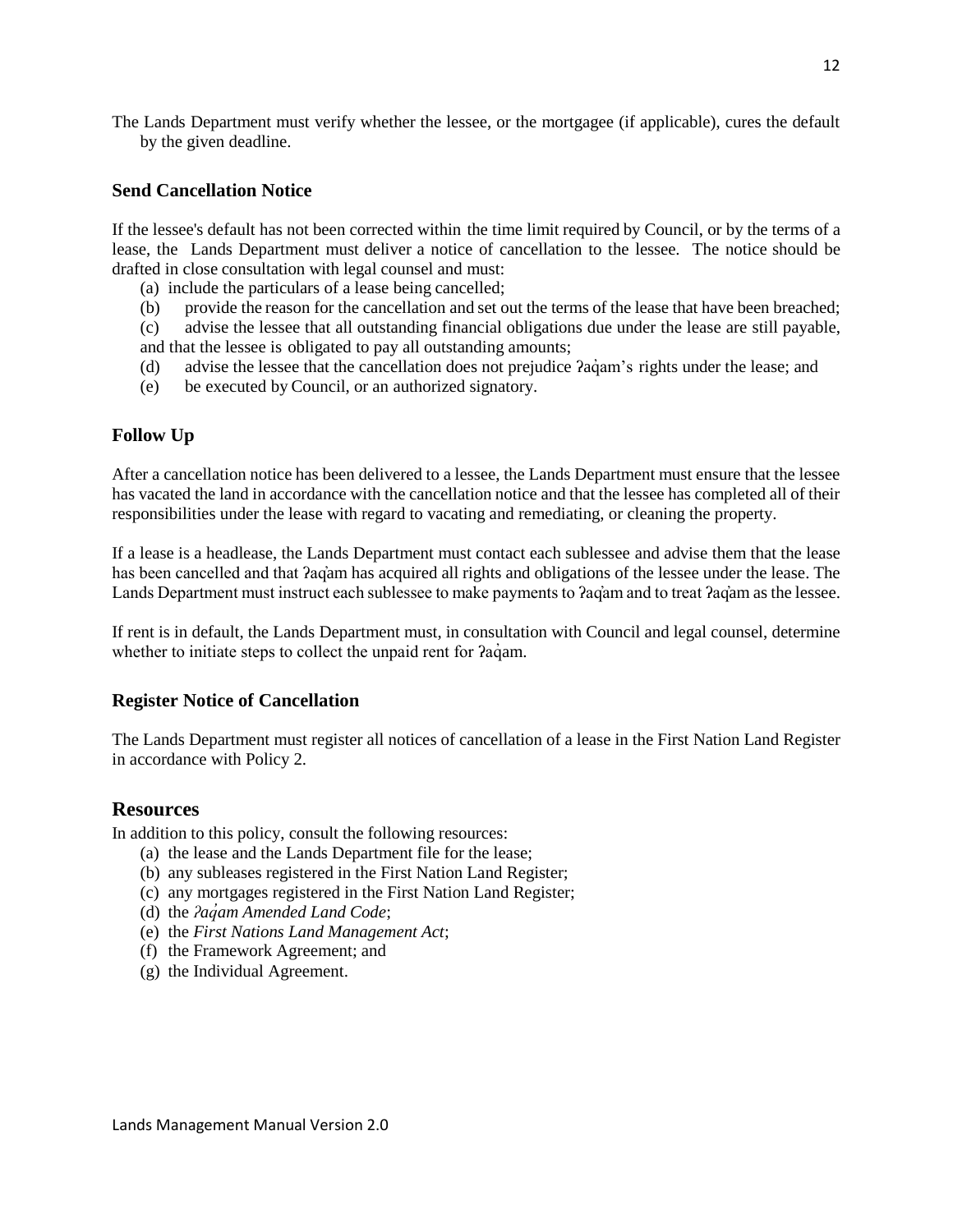The Lands Department must verify whether the lessee, or the mortgagee (if applicable), cures the default by the given deadline.

### Send Cancellation Notice

If the lessee's default has not been corrected within the time limit required by Council, or by the terms of a lease, the Lands Department must deliver a notice of cancellation to the lessee. The notice should be drafted in close consultation with legal counsel and must:

(a) include the particulars of a lease being cancelled;
(b) provide the reason for the cancellation and set out the terms of the lease that have been breached;
(c) advise the lessee that all outstanding financial obligations due under the lease are still payable, and that the lessee is obligated to pay all outstanding amounts;
(d) advise the lessee that the cancellation does not prejudice ʔaq̓am's rights under the lease; and
(e) be executed by Council, or an authorized signatory.

### Follow Up

After a cancellation notice has been delivered to a lessee, the Lands Department must ensure that the lessee has vacated the land in accordance with the cancellation notice and that the lessee has completed all of their responsibilities under the lease with regard to vacating and remediating, or cleaning the property.

If a lease is a headlease, the Lands Department must contact each sublessee and advise them that the lease has been cancelled and that ʔaq̓am has acquired all rights and obligations of the lessee under the lease. The Lands Department must instruct each sublessee to make payments to ʔaq̓am and to treat ʔaq̓am as the lessee.

If rent is in default, the Lands Department must, in consultation with Council and legal counsel, determine whether to initiate steps to collect the unpaid rent for ʔaq̓am.

### Register Notice of Cancellation

The Lands Department must register all notices of cancellation of a lease in the First Nation Land Register in accordance with Policy 2.

## Resources

In addition to this policy, consult the following resources:

(a) the lease and the Lands Department file for the lease;
(b) any subleases registered in the First Nation Land Register;
(c) any mortgages registered in the First Nation Land Register;
(d) the *ʔaq̓am Amended Land Code*;
(e) the *First Nations Land Management Act*;
(f) the Framework Agreement; and
(g) the Individual Agreement.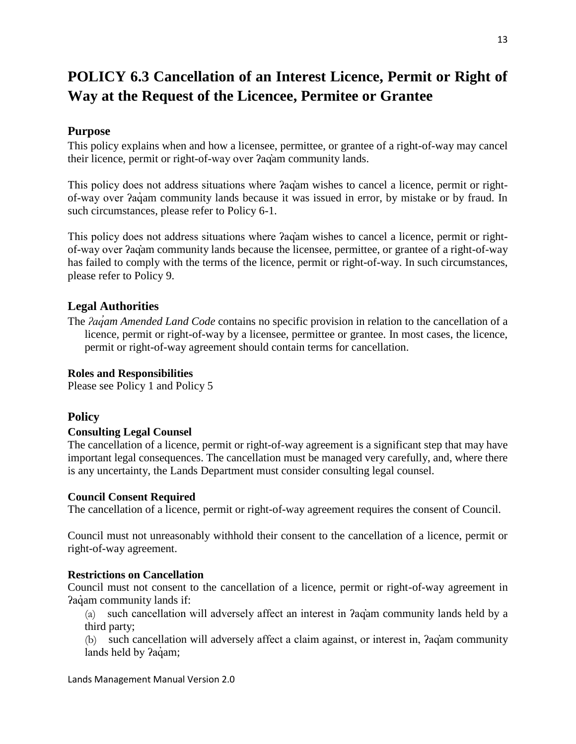# POLICY 6.3 Cancellation of an Interest Licence, Permit or Right of Way at the Request of the Licencee, Permitee or Grantee

## Purpose

This policy explains when and how a licensee, permittee, or grantee of a right-of-way may cancel their licence, permit or right-of-way over ʔaq̓am community lands.

This policy does not address situations where ʔaq̓am wishes to cancel a licence, permit or right-of-way over ʔaq̓am community lands because it was issued in error, by mistake or by fraud. In such circumstances, please refer to Policy 6-1.

This policy does not address situations where ʔaq̓am wishes to cancel a licence, permit or right-of-way over ʔaq̓am community lands because the licensee, permittee, or grantee of a right-of-way has failed to comply with the terms of the licence, permit or right-of-way. In such circumstances, please refer to Policy 9.

## Legal Authorities

The *ʔaq̓am Amended Land Code* contains no specific provision in relation to the cancellation of a licence, permit or right-of-way by a licensee, permittee or grantee. In most cases, the licence, permit or right-of-way agreement should contain terms for cancellation.

### Roles and Responsibilities

Please see Policy 1 and Policy 5

## Policy

### Consulting Legal Counsel

The cancellation of a licence, permit or right-of-way agreement is a significant step that may have important legal consequences. The cancellation must be managed very carefully, and, where there is any uncertainty, the Lands Department must consider consulting legal counsel.

### Council Consent Required

The cancellation of a licence, permit or right-of-way agreement requires the consent of Council.

Council must not unreasonably withhold their consent to the cancellation of a licence, permit or right-of-way agreement.

### Restrictions on Cancellation

Council must not consent to the cancellation of a licence, permit or right-of-way agreement in ʔaq̓am community lands if:

(a) such cancellation will adversely affect an interest in ʔaq̓am community lands held by a third party;

(b) such cancellation will adversely affect a claim against, or interest in, ʔaq̓am community lands held by ʔaq̓am;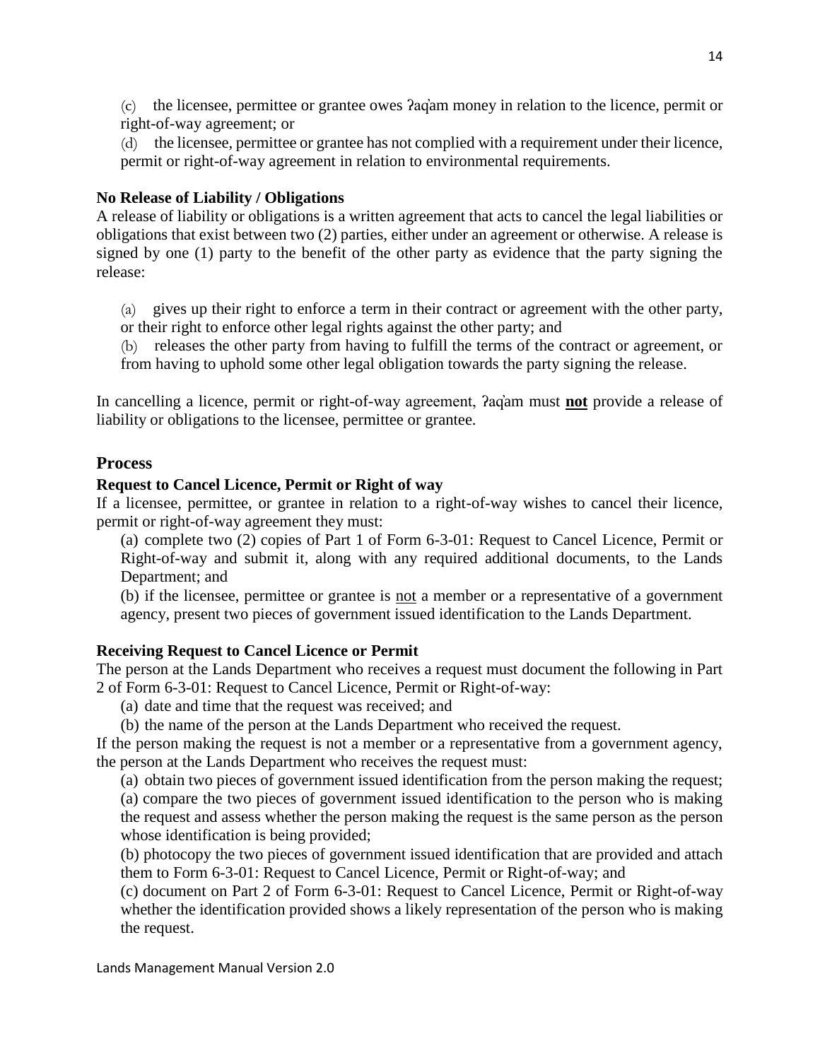(c) the licensee, permittee or grantee owes ʔaq̓am money in relation to the licence, permit or right-of-way agreement; or

(d) the licensee, permittee or grantee has not complied with a requirement under their licence, permit or right-of-way agreement in relation to environmental requirements.

**No Release of Liability / Obligations**

A release of liability or obligations is a written agreement that acts to cancel the legal liabilities or obligations that exist between two (2) parties, either under an agreement or otherwise. A release is signed by one (1) party to the benefit of the other party as evidence that the party signing the release:

(a) gives up their right to enforce a term in their contract or agreement with the other party, or their right to enforce other legal rights against the other party; and

(b) releases the other party from having to fulfill the terms of the contract or agreement, or from having to uphold some other legal obligation towards the party signing the release.

In cancelling a licence, permit or right-of-way agreement, ʔaq̓am must **<u>not</u>** provide a release of liability or obligations to the licensee, permittee or grantee.

## Process

**Request to Cancel Licence, Permit or Right of way**

If a licensee, permittee, or grantee in relation to a right-of-way wishes to cancel their licence, permit or right-of-way agreement they must:

(a) complete two (2) copies of Part 1 of Form 6-3-01: Request to Cancel Licence, Permit or Right-of-way and submit it, along with any required additional documents, to the Lands Department; and

(b) if the licensee, permittee or grantee is <u>not</u> a member or a representative of a government agency, present two pieces of government issued identification to the Lands Department.

**Receiving Request to Cancel Licence or Permit**

The person at the Lands Department who receives a request must document the following in Part 2 of Form 6-3-01: Request to Cancel Licence, Permit or Right-of-way:

(a) date and time that the request was received; and

(b) the name of the person at the Lands Department who received the request.

If the person making the request is not a member or a representative from a government agency, the person at the Lands Department who receives the request must:

(a) obtain two pieces of government issued identification from the person making the request;

(a) compare the two pieces of government issued identification to the person who is making the request and assess whether the person making the request is the same person as the person whose identification is being provided;

(b) photocopy the two pieces of government issued identification that are provided and attach them to Form 6-3-01: Request to Cancel Licence, Permit or Right-of-way; and

(c) document on Part 2 of Form 6-3-01: Request to Cancel Licence, Permit or Right-of-way whether the identification provided shows a likely representation of the person who is making the request.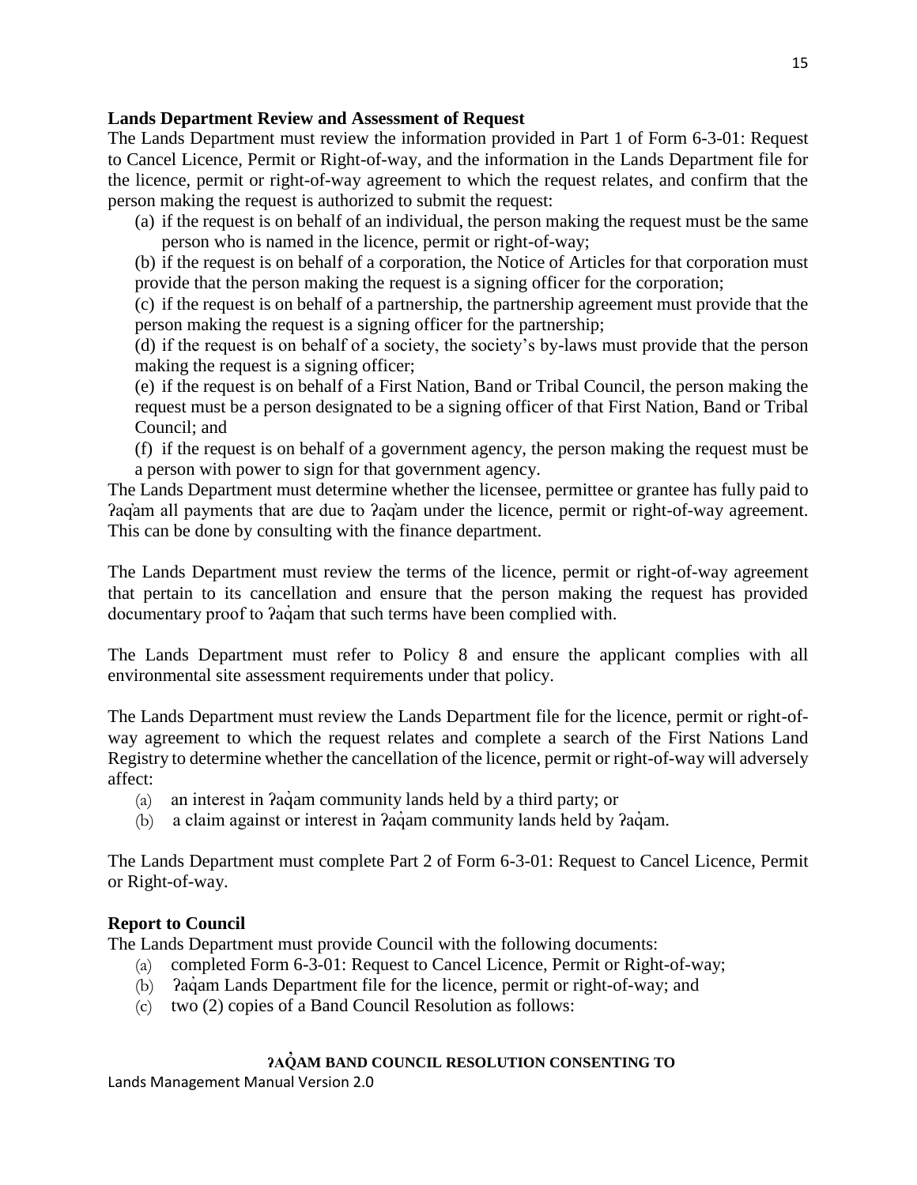### Lands Department Review and Assessment of Request

The Lands Department must review the information provided in Part 1 of Form 6-3-01: Request to Cancel Licence, Permit or Right-of-way, and the information in the Lands Department file for the licence, permit or right-of-way agreement to which the request relates, and confirm that the person making the request is authorized to submit the request:

(a) if the request is on behalf of an individual, the person making the request must be the same person who is named in the licence, permit or right-of-way;

(b) if the request is on behalf of a corporation, the Notice of Articles for that corporation must provide that the person making the request is a signing officer for the corporation;

(c) if the request is on behalf of a partnership, the partnership agreement must provide that the person making the request is a signing officer for the partnership;

(d) if the request is on behalf of a society, the society's by-laws must provide that the person making the request is a signing officer;

(e) if the request is on behalf of a First Nation, Band or Tribal Council, the person making the request must be a person designated to be a signing officer of that First Nation, Band or Tribal Council; and

(f) if the request is on behalf of a government agency, the person making the request must be a person with power to sign for that government agency.

The Lands Department must determine whether the licensee, permittee or grantee has fully paid to ʔaq̓am all payments that are due to ʔaq̓am under the licence, permit or right-of-way agreement. This can be done by consulting with the finance department.

The Lands Department must review the terms of the licence, permit or right-of-way agreement that pertain to its cancellation and ensure that the person making the request has provided documentary proof to ʔaq̓am that such terms have been complied with.

The Lands Department must refer to Policy 8 and ensure the applicant complies with all environmental site assessment requirements under that policy.

The Lands Department must review the Lands Department file for the licence, permit or right-of-way agreement to which the request relates and complete a search of the First Nations Land Registry to determine whether the cancellation of the licence, permit or right-of-way will adversely affect:

(a) an interest in ʔaq̓am community lands held by a third party; or

(b) a claim against or interest in ʔaq̓am community lands held by ʔaq̓am.

The Lands Department must complete Part 2 of Form 6-3-01: Request to Cancel Licence, Permit or Right-of-way.

### Report to Council

The Lands Department must provide Council with the following documents:

(a) completed Form 6-3-01: Request to Cancel Licence, Permit or Right-of-way;

(b) ʔaq̓am Lands Department file for the licence, permit or right-of-way; and

(c) two (2) copies of a Band Council Resolution as follows:

**ʔAQ̓AM BAND COUNCIL RESOLUTION CONSENTING TO**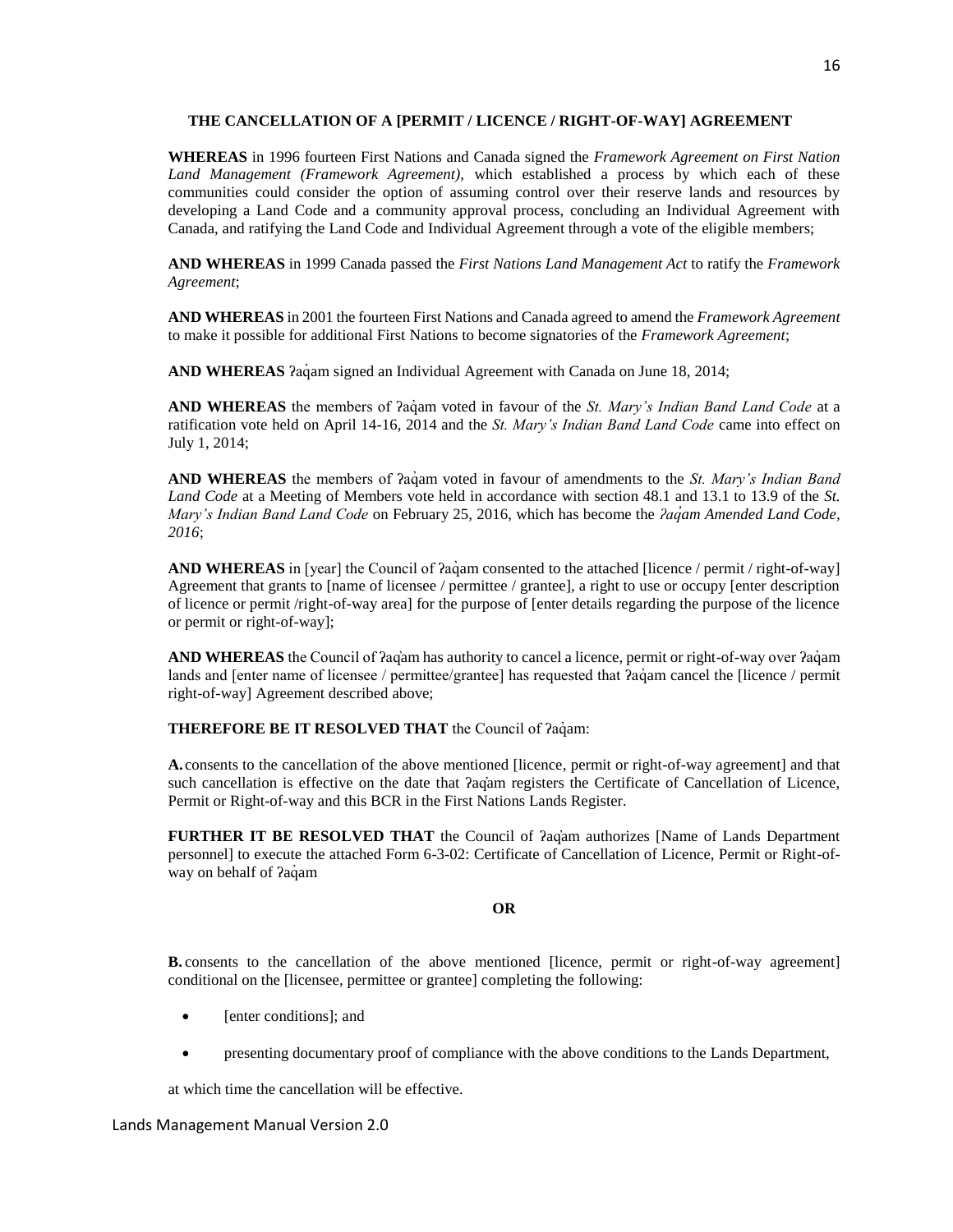**THE CANCELLATION OF A [PERMIT / LICENCE / RIGHT-OF-WAY] AGREEMENT**

**WHEREAS** in 1996 fourteen First Nations and Canada signed the *Framework Agreement on First Nation Land Management (Framework Agreement)*, which established a process by which each of these communities could consider the option of assuming control over their reserve lands and resources by developing a Land Code and a community approval process, concluding an Individual Agreement with Canada, and ratifying the Land Code and Individual Agreement through a vote of the eligible members;

**AND WHEREAS** in 1999 Canada passed the *First Nations Land Management Act* to ratify the *Framework Agreement*;

**AND WHEREAS** in 2001 the fourteen First Nations and Canada agreed to amend the *Framework Agreement* to make it possible for additional First Nations to become signatories of the *Framework Agreement*;

**AND WHEREAS** ʔaq̓am signed an Individual Agreement with Canada on June 18, 2014;

**AND WHEREAS** the members of ʔaq̓am voted in favour of the *St. Mary's Indian Band Land Code* at a ratification vote held on April 14-16, 2014 and the *St. Mary's Indian Band Land Code* came into effect on July 1, 2014;

**AND WHEREAS** the members of ʔaq̓am voted in favour of amendments to the *St. Mary's Indian Band Land Code* at a Meeting of Members vote held in accordance with section 48.1 and 13.1 to 13.9 of the *St. Mary's Indian Band Land Code* on February 25, 2016, which has become the *ʔaq̓am Amended Land Code, 2016*;

**AND WHEREAS** in [year] the Council of ʔaq̓am consented to the attached [licence / permit / right-of-way] Agreement that grants to [name of licensee / permittee / grantee], a right to use or occupy [enter description of licence or permit /right-of-way area] for the purpose of [enter details regarding the purpose of the licence or permit or right-of-way];

**AND WHEREAS** the Council of ʔaq̓am has authority to cancel a licence, permit or right-of-way over ʔaq̓am lands and [enter name of licensee / permittee/grantee] has requested that ʔaq̓am cancel the [licence / permit right-of-way] Agreement described above;

**THEREFORE BE IT RESOLVED THAT** the Council of ʔaq̓am:

**A.** consents to the cancellation of the above mentioned [licence, permit or right-of-way agreement] and that such cancellation is effective on the date that ʔaq̓am registers the Certificate of Cancellation of Licence, Permit or Right-of-way and this BCR in the First Nations Lands Register.

**FURTHER IT BE RESOLVED THAT** the Council of ʔaq̓am authorizes [Name of Lands Department personnel] to execute the attached Form 6-3-02: Certificate of Cancellation of Licence, Permit or Right-of-way on behalf of ʔaq̓am

**OR**

**B.** consents to the cancellation of the above mentioned [licence, permit or right-of-way agreement] conditional on the [licensee, permittee or grantee] completing the following:

- [enter conditions]; and
- presenting documentary proof of compliance with the above conditions to the Lands Department,

at which time the cancellation will be effective.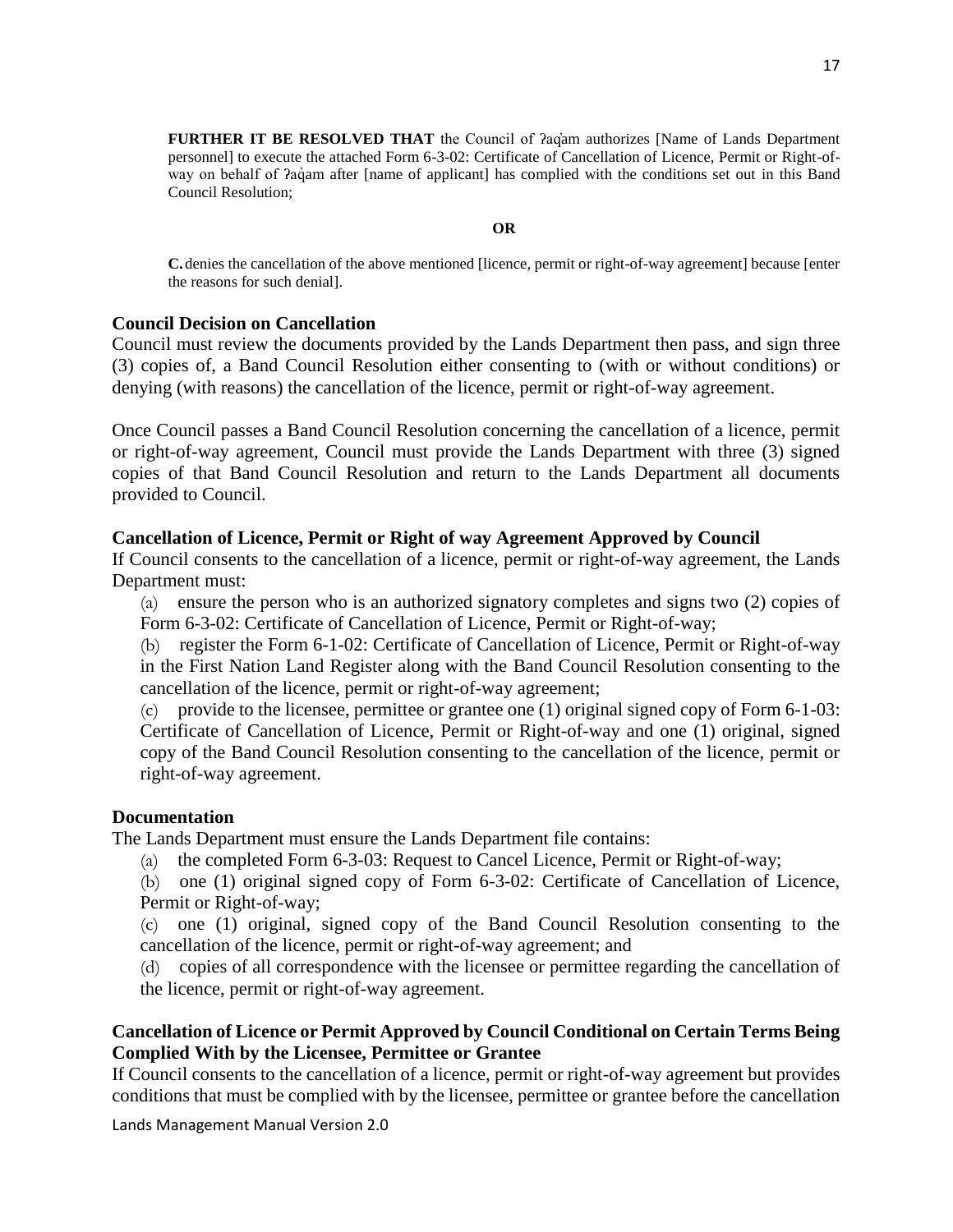**FURTHER IT BE RESOLVED THAT** the Council of ʔaq̓am authorizes [Name of Lands Department personnel] to execute the attached Form 6-3-02: Certificate of Cancellation of Licence, Permit or Right-of-way on behalf of ʔaq̓am after [name of applicant] has complied with the conditions set out in this Band Council Resolution;

**OR**

**C.** denies the cancellation of the above mentioned [licence, permit or right-of-way agreement] because [enter the reasons for such denial].

### Council Decision on Cancellation

Council must review the documents provided by the Lands Department then pass, and sign three (3) copies of, a Band Council Resolution either consenting to (with or without conditions) or denying (with reasons) the cancellation of the licence, permit or right-of-way agreement.

Once Council passes a Band Council Resolution concerning the cancellation of a licence, permit or right-of-way agreement, Council must provide the Lands Department with three (3) signed copies of that Band Council Resolution and return to the Lands Department all documents provided to Council.

### Cancellation of Licence, Permit or Right of way Agreement Approved by Council

If Council consents to the cancellation of a licence, permit or right-of-way agreement, the Lands Department must:

(a) ensure the person who is an authorized signatory completes and signs two (2) copies of Form 6-3-02: Certificate of Cancellation of Licence, Permit or Right-of-way;

(b) register the Form 6-1-02: Certificate of Cancellation of Licence, Permit or Right-of-way in the First Nation Land Register along with the Band Council Resolution consenting to the cancellation of the licence, permit or right-of-way agreement;

(c) provide to the licensee, permittee or grantee one (1) original signed copy of Form 6-1-03: Certificate of Cancellation of Licence, Permit or Right-of-way and one (1) original, signed copy of the Band Council Resolution consenting to the cancellation of the licence, permit or right-of-way agreement.

### Documentation

The Lands Department must ensure the Lands Department file contains:

(a) the completed Form 6-3-03: Request to Cancel Licence, Permit or Right-of-way;

(b) one (1) original signed copy of Form 6-3-02: Certificate of Cancellation of Licence, Permit or Right-of-way;

(c) one (1) original, signed copy of the Band Council Resolution consenting to the cancellation of the licence, permit or right-of-way agreement; and

(d) copies of all correspondence with the licensee or permittee regarding the cancellation of the licence, permit or right-of-way agreement.

### Cancellation of Licence or Permit Approved by Council Conditional on Certain Terms Being Complied With by the Licensee, Permittee or Grantee

If Council consents to the cancellation of a licence, permit or right-of-way agreement but provides conditions that must be complied with by the licensee, permittee or grantee before the cancellation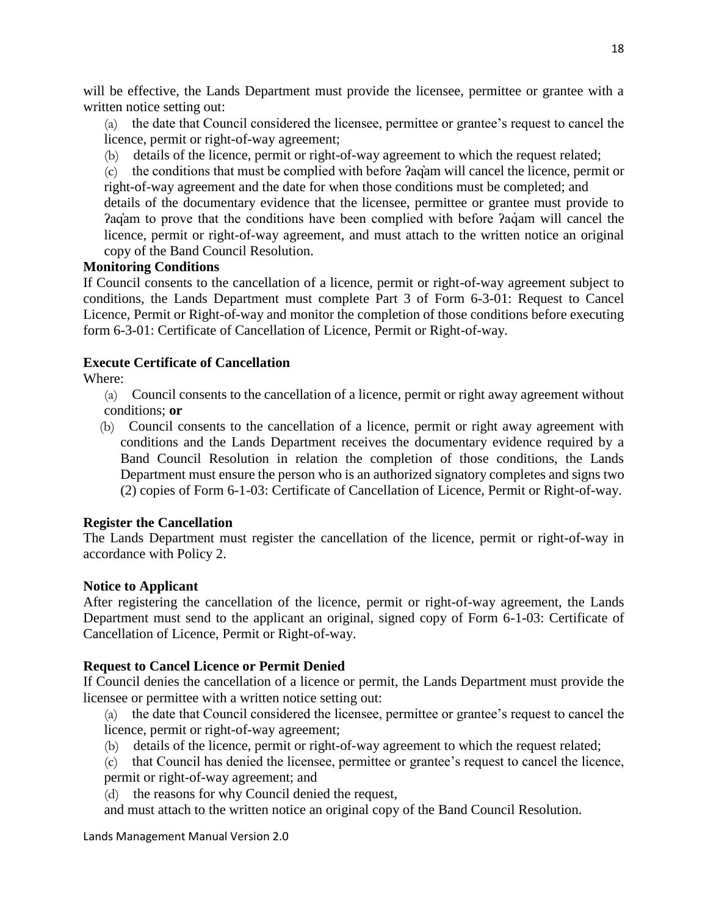will be effective, the Lands Department must provide the licensee, permittee or grantee with a written notice setting out:

(a) the date that Council considered the licensee, permittee or grantee's request to cancel the licence, permit or right-of-way agreement;

(b) details of the licence, permit or right-of-way agreement to which the request related;

(c) the conditions that must be complied with before ʔaq̓am will cancel the licence, permit or right-of-way agreement and the date for when those conditions must be completed; and details of the documentary evidence that the licensee, permittee or grantee must provide to ʔaq̓am to prove that the conditions have been complied with before ʔaq̓am will cancel the licence, permit or right-of-way agreement, and must attach to the written notice an original copy of the Band Council Resolution.

**Monitoring Conditions**

If Council consents to the cancellation of a licence, permit or right-of-way agreement subject to conditions, the Lands Department must complete Part 3 of Form 6-3-01: Request to Cancel Licence, Permit or Right-of-way and monitor the completion of those conditions before executing form 6-3-01: Certificate of Cancellation of Licence, Permit or Right-of-way.

**Execute Certificate of Cancellation**

Where:

(a) Council consents to the cancellation of a licence, permit or right away agreement without conditions; **or**

(b) Council consents to the cancellation of a licence, permit or right away agreement with conditions and the Lands Department receives the documentary evidence required by a Band Council Resolution in relation the completion of those conditions, the Lands Department must ensure the person who is an authorized signatory completes and signs two (2) copies of Form 6-1-03: Certificate of Cancellation of Licence, Permit or Right-of-way.

**Register the Cancellation**

The Lands Department must register the cancellation of the licence, permit or right-of-way in accordance with Policy 2.

**Notice to Applicant**

After registering the cancellation of the licence, permit or right-of-way agreement, the Lands Department must send to the applicant an original, signed copy of Form 6-1-03: Certificate of Cancellation of Licence, Permit or Right-of-way.

**Request to Cancel Licence or Permit Denied**

If Council denies the cancellation of a licence or permit, the Lands Department must provide the licensee or permittee with a written notice setting out:

(a) the date that Council considered the licensee, permittee or grantee's request to cancel the licence, permit or right-of-way agreement;

(b) details of the licence, permit or right-of-way agreement to which the request related;

(c) that Council has denied the licensee, permittee or grantee's request to cancel the licence, permit or right-of-way agreement; and

(d) the reasons for why Council denied the request,

and must attach to the written notice an original copy of the Band Council Resolution.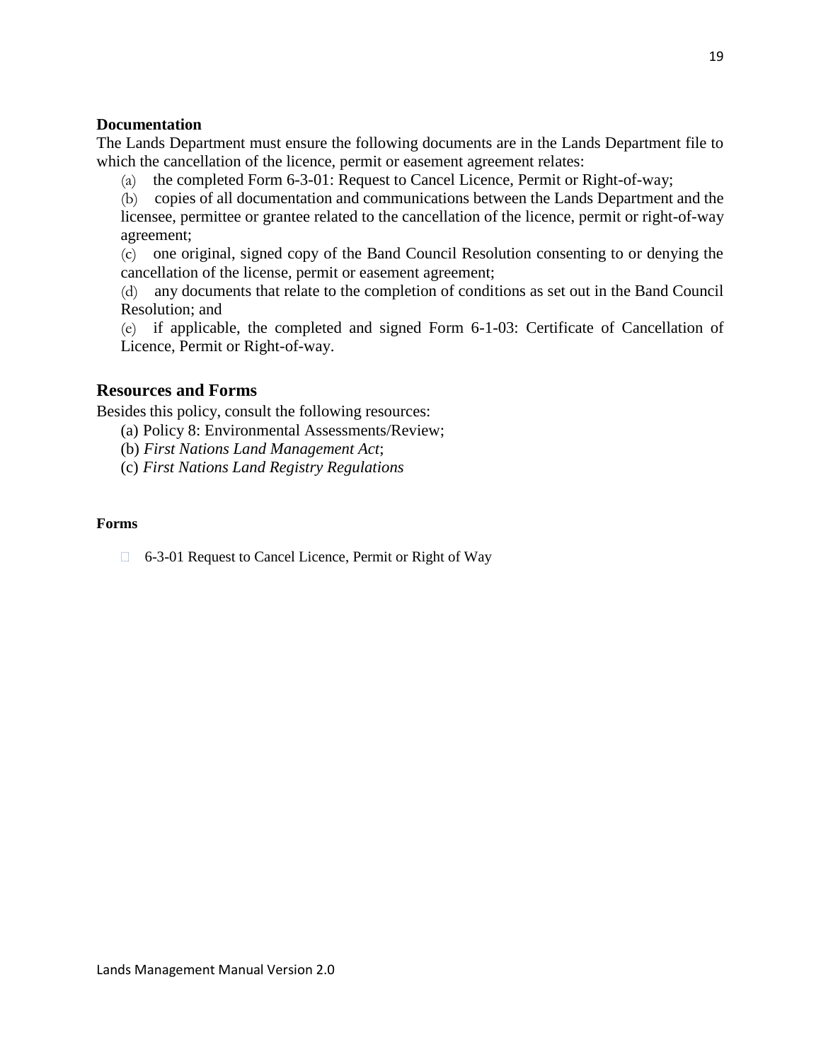**Documentation**

The Lands Department must ensure the following documents are in the Lands Department file to which the cancellation of the licence, permit or easement agreement relates:

(a) the completed Form 6-3-01: Request to Cancel Licence, Permit or Right-of-way;

(b) copies of all documentation and communications between the Lands Department and the licensee, permittee or grantee related to the cancellation of the licence, permit or right-of-way agreement;

(c) one original, signed copy of the Band Council Resolution consenting to or denying the cancellation of the license, permit or easement agreement;

(d) any documents that relate to the completion of conditions as set out in the Band Council Resolution; and

(e) if applicable, the completed and signed Form 6-1-03: Certificate of Cancellation of Licence, Permit or Right-of-way.

## Resources and Forms

Besides this policy, consult the following resources:

(a) Policy 8: Environmental Assessments/Review;

(b) *First Nations Land Management Act*;

(c) *First Nations Land Registry Regulations*

**Forms**

- 6-3-01 Request to Cancel Licence, Permit or Right of Way